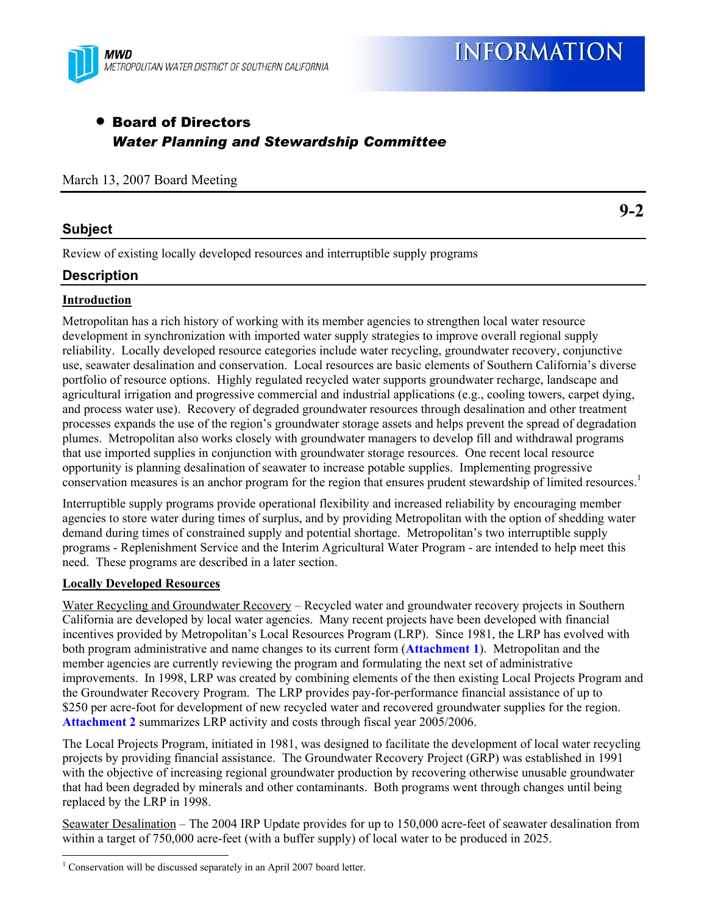MWD
METROPOLITAN WATER DISTRICT OF SOUTHERN CALIFORNIA

# INFORMATION

- **Board of Directors**
  ***Water Planning and Stewardship Committee***

March 13, 2007 Board Meeting

**9-2**

## Subject

Review of existing locally developed resources and interruptible supply programs

## Description

**Introduction**

Metropolitan has a rich history of working with its member agencies to strengthen local water resource development in synchronization with imported water supply strategies to improve overall regional supply reliability. Locally developed resource categories include water recycling, groundwater recovery, conjunctive use, seawater desalination and conservation. Local resources are basic elements of Southern California's diverse portfolio of resource options. Highly regulated recycled water supports groundwater recharge, landscape and agricultural irrigation and progressive commercial and industrial applications (e.g., cooling towers, carpet dying, and process water use). Recovery of degraded groundwater resources through desalination and other treatment processes expands the use of the region's groundwater storage assets and helps prevent the spread of degradation plumes. Metropolitan also works closely with groundwater managers to develop fill and withdrawal programs that use imported supplies in conjunction with groundwater storage resources. One recent local resource opportunity is planning desalination of seawater to increase potable supplies. Implementing progressive conservation measures is an anchor program for the region that ensures prudent stewardship of limited resources.[1]

Interruptible supply programs provide operational flexibility and increased reliability by encouraging member agencies to store water during times of surplus, and by providing Metropolitan with the option of shedding water demand during times of constrained supply and potential shortage. Metropolitan's two interruptible supply programs - Replenishment Service and the Interim Agricultural Water Program - are intended to help meet this need. These programs are described in a later section.

**Locally Developed Resources**

Water Recycling and Groundwater Recovery – Recycled water and groundwater recovery projects in Southern California are developed by local water agencies. Many recent projects have been developed with financial incentives provided by Metropolitan's Local Resources Program (LRP). Since 1981, the LRP has evolved with both program administrative and name changes to its current form (**Attachment 1**). Metropolitan and the member agencies are currently reviewing the program and formulating the next set of administrative improvements. In 1998, LRP was created by combining elements of the then existing Local Projects Program and the Groundwater Recovery Program. The LRP provides pay-for-performance financial assistance of up to \$250 per acre-foot for development of new recycled water and recovered groundwater supplies for the region. **Attachment 2** summarizes LRP activity and costs through fiscal year 2005/2006.

The Local Projects Program, initiated in 1981, was designed to facilitate the development of local water recycling projects by providing financial assistance. The Groundwater Recovery Project (GRP) was established in 1991 with the objective of increasing regional groundwater production by recovering otherwise unusable groundwater that had been degraded by minerals and other contaminants. Both programs went through changes until being replaced by the LRP in 1998.

Seawater Desalination – The 2004 IRP Update provides for up to 150,000 acre-feet of seawater desalination from within a target of 750,000 acre-feet (with a buffer supply) of local water to be produced in 2025.

[1] Conservation will be discussed separately in an April 2007 board letter.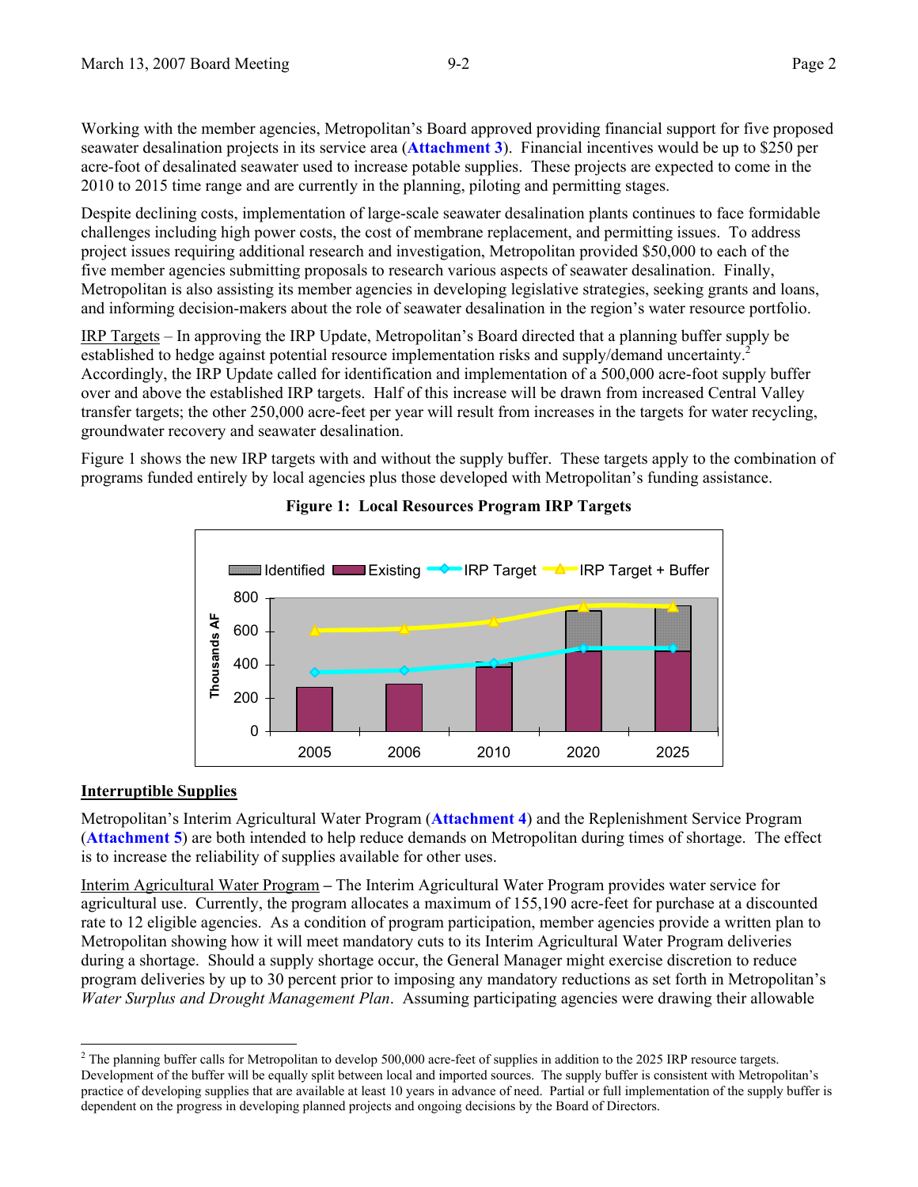Working with the member agencies, Metropolitan's Board approved providing financial support for five proposed seawater desalination projects in its service area (**Attachment 3**). Financial incentives would be up to $250 per acre-foot of desalinated seawater used to increase potable supplies. These projects are expected to come in the 2010 to 2015 time range and are currently in the planning, piloting and permitting stages.

Despite declining costs, implementation of large-scale seawater desalination plants continues to face formidable challenges including high power costs, the cost of membrane replacement, and permitting issues. To address project issues requiring additional research and investigation, Metropolitan provided $50,000 to each of the five member agencies submitting proposals to research various aspects of seawater desalination. Finally, Metropolitan is also assisting its member agencies in developing legislative strategies, seeking grants and loans, and informing decision-makers about the role of seawater desalination in the region's water resource portfolio.

IRP Targets – In approving the IRP Update, Metropolitan's Board directed that a planning buffer supply be established to hedge against potential resource implementation risks and supply/demand uncertainty.[2] Accordingly, the IRP Update called for identification and implementation of a 500,000 acre-foot supply buffer over and above the established IRP targets. Half of this increase will be drawn from increased Central Valley transfer targets; the other 250,000 acre-feet per year will result from increases in the targets for water recycling, groundwater recovery and seawater desalination.

Figure 1 shows the new IRP targets with and without the supply buffer. These targets apply to the combination of programs funded entirely by local agencies plus those developed with Metropolitan's funding assistance.

**Figure 1: Local Resources Program IRP Targets**

## Interruptible Supplies

Metropolitan's Interim Agricultural Water Program (**Attachment 4**) and the Replenishment Service Program (**Attachment 5**) are both intended to help reduce demands on Metropolitan during times of shortage. The effect is to increase the reliability of supplies available for other uses.

Interim Agricultural Water Program **–** The Interim Agricultural Water Program provides water service for agricultural use. Currently, the program allocates a maximum of 155,190 acre-feet for purchase at a discounted rate to 12 eligible agencies. As a condition of program participation, member agencies provide a written plan to Metropolitan showing how it will meet mandatory cuts to its Interim Agricultural Water Program deliveries during a shortage. Should a supply shortage occur, the General Manager might exercise discretion to reduce program deliveries by up to 30 percent prior to imposing any mandatory reductions as set forth in Metropolitan's *Water Surplus and Drought Management Plan*. Assuming participating agencies were drawing their allowable

[2] The planning buffer calls for Metropolitan to develop 500,000 acre-feet of supplies in addition to the 2025 IRP resource targets. Development of the buffer will be equally split between local and imported sources. The supply buffer is consistent with Metropolitan's practice of developing supplies that are available at least 10 years in advance of need. Partial or full implementation of the supply buffer is dependent on the progress in developing planned projects and ongoing decisions by the Board of Directors.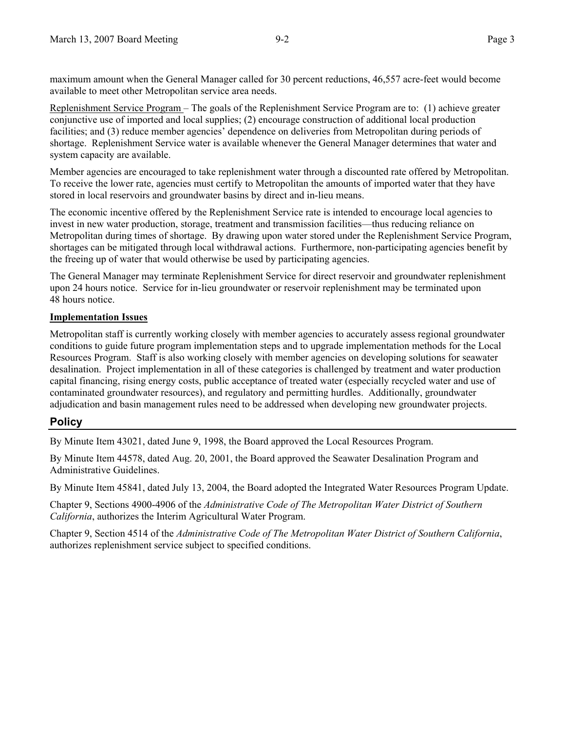maximum amount when the General Manager called for 30 percent reductions, 46,557 acre-feet would become available to meet other Metropolitan service area needs.

Replenishment Service Program – The goals of the Replenishment Service Program are to: (1) achieve greater conjunctive use of imported and local supplies; (2) encourage construction of additional local production facilities; and (3) reduce member agencies' dependence on deliveries from Metropolitan during periods of shortage. Replenishment Service water is available whenever the General Manager determines that water and system capacity are available.

Member agencies are encouraged to take replenishment water through a discounted rate offered by Metropolitan. To receive the lower rate, agencies must certify to Metropolitan the amounts of imported water that they have stored in local reservoirs and groundwater basins by direct and in-lieu means.

The economic incentive offered by the Replenishment Service rate is intended to encourage local agencies to invest in new water production, storage, treatment and transmission facilities—thus reducing reliance on Metropolitan during times of shortage. By drawing upon water stored under the Replenishment Service Program, shortages can be mitigated through local withdrawal actions. Furthermore, non-participating agencies benefit by the freeing up of water that would otherwise be used by participating agencies.

The General Manager may terminate Replenishment Service for direct reservoir and groundwater replenishment upon 24 hours notice. Service for in-lieu groundwater or reservoir replenishment may be terminated upon 48 hours notice.

**Implementation Issues**

Metropolitan staff is currently working closely with member agencies to accurately assess regional groundwater conditions to guide future program implementation steps and to upgrade implementation methods for the Local Resources Program. Staff is also working closely with member agencies on developing solutions for seawater desalination. Project implementation in all of these categories is challenged by treatment and water production capital financing, rising energy costs, public acceptance of treated water (especially recycled water and use of contaminated groundwater resources), and regulatory and permitting hurdles. Additionally, groundwater adjudication and basin management rules need to be addressed when developing new groundwater projects.

## Policy

By Minute Item 43021, dated June 9, 1998, the Board approved the Local Resources Program.

By Minute Item 44578, dated Aug. 20, 2001, the Board approved the Seawater Desalination Program and Administrative Guidelines.

By Minute Item 45841, dated July 13, 2004, the Board adopted the Integrated Water Resources Program Update.

Chapter 9, Sections 4900-4906 of the *Administrative Code of The Metropolitan Water District of Southern California*, authorizes the Interim Agricultural Water Program.

Chapter 9, Section 4514 of the *Administrative Code of The Metropolitan Water District of Southern California*, authorizes replenishment service subject to specified conditions.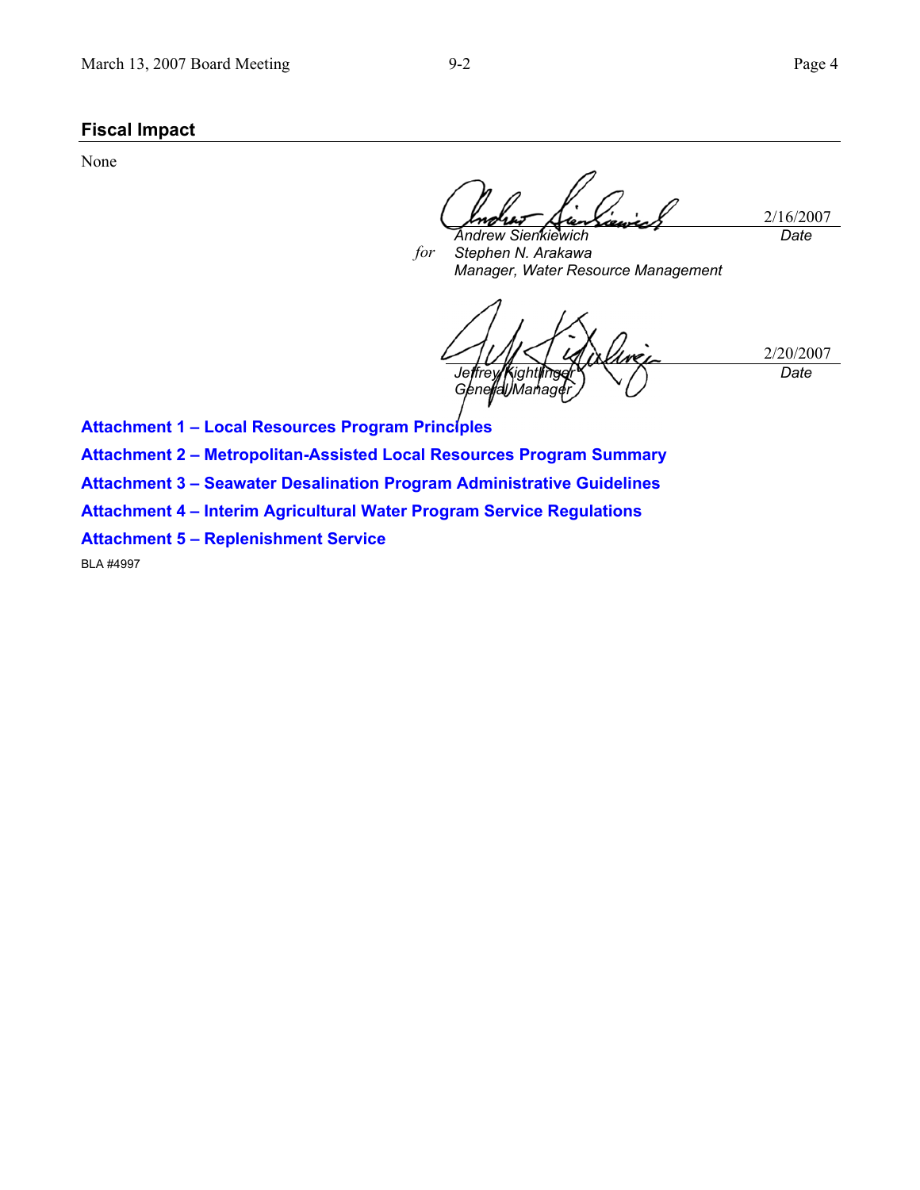## Fiscal Impact

None

2/16/2007

*Andrew Sienkiewich* — *Date*

*for* *Stephen N. Arakawa*
*Manager, Water Resource Management*

2/20/2007

*Jeffrey Kightlinger* — *Date*
*General Manager*

**Attachment 1 – Local Resources Program Principles**

**Attachment 2 – Metropolitan-Assisted Local Resources Program Summary**

**Attachment 3 – Seawater Desalination Program Administrative Guidelines**

**Attachment 4 – Interim Agricultural Water Program Service Regulations**

**Attachment 5 – Replenishment Service**

BLA #4997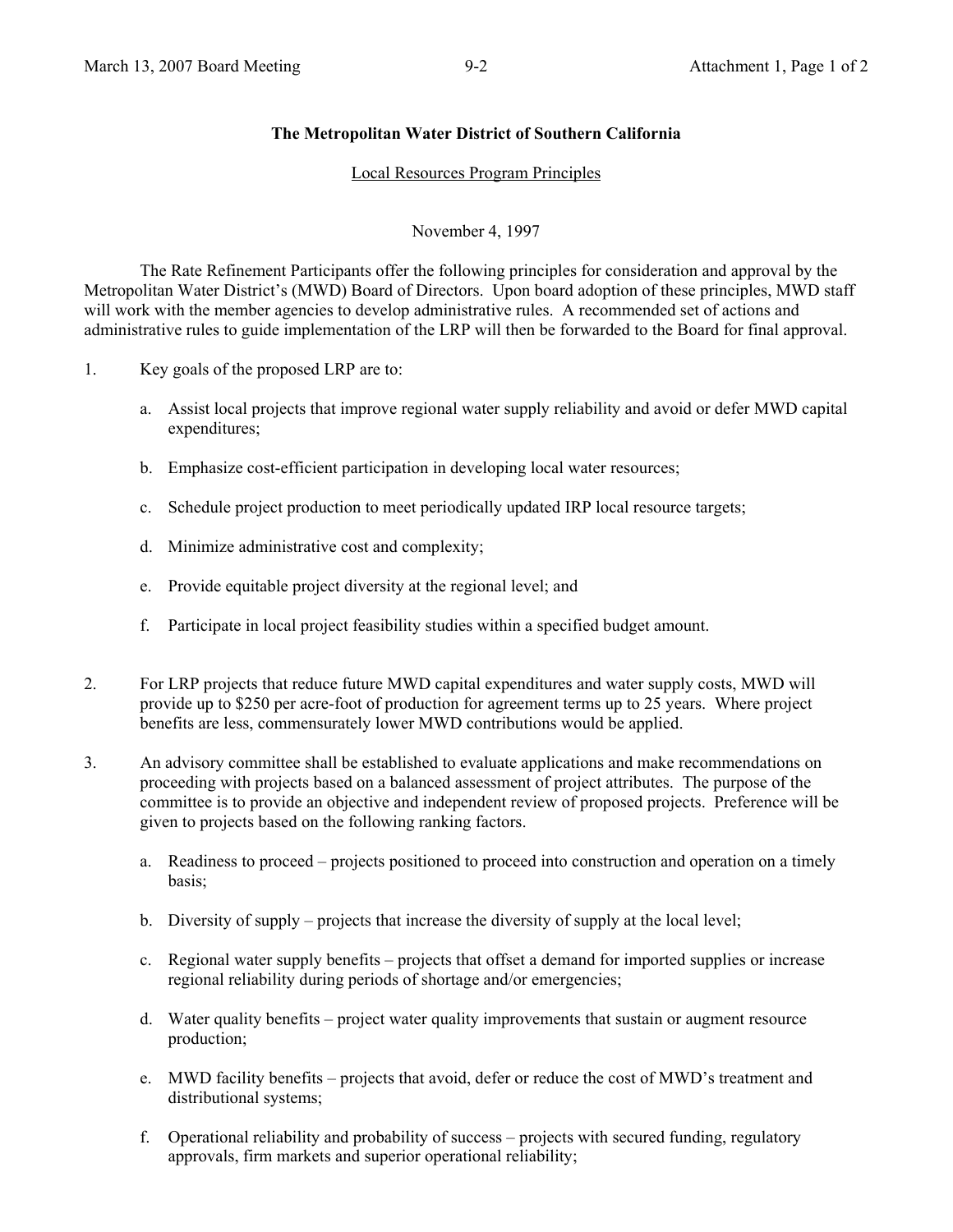**The Metropolitan Water District of Southern California**

Local Resources Program Principles

November 4, 1997

The Rate Refinement Participants offer the following principles for consideration and approval by the Metropolitan Water District's (MWD) Board of Directors. Upon board adoption of these principles, MWD staff will work with the member agencies to develop administrative rules. A recommended set of actions and administrative rules to guide implementation of the LRP will then be forwarded to the Board for final approval.

1. Key goals of the proposed LRP are to:

   a. Assist local projects that improve regional water supply reliability and avoid or defer MWD capital expenditures;

   b. Emphasize cost-efficient participation in developing local water resources;

   c. Schedule project production to meet periodically updated IRP local resource targets;

   d. Minimize administrative cost and complexity;

   e. Provide equitable project diversity at the regional level; and

   f. Participate in local project feasibility studies within a specified budget amount.

2. For LRP projects that reduce future MWD capital expenditures and water supply costs, MWD will provide up to $250 per acre-foot of production for agreement terms up to 25 years. Where project benefits are less, commensurately lower MWD contributions would be applied.

3. An advisory committee shall be established to evaluate applications and make recommendations on proceeding with projects based on a balanced assessment of project attributes. The purpose of the committee is to provide an objective and independent review of proposed projects. Preference will be given to projects based on the following ranking factors.

   a. Readiness to proceed – projects positioned to proceed into construction and operation on a timely basis;

   b. Diversity of supply – projects that increase the diversity of supply at the local level;

   c. Regional water supply benefits – projects that offset a demand for imported supplies or increase regional reliability during periods of shortage and/or emergencies;

   d. Water quality benefits – project water quality improvements that sustain or augment resource production;

   e. MWD facility benefits – projects that avoid, defer or reduce the cost of MWD's treatment and distributional systems;

   f. Operational reliability and probability of success – projects with secured funding, regulatory approvals, firm markets and superior operational reliability;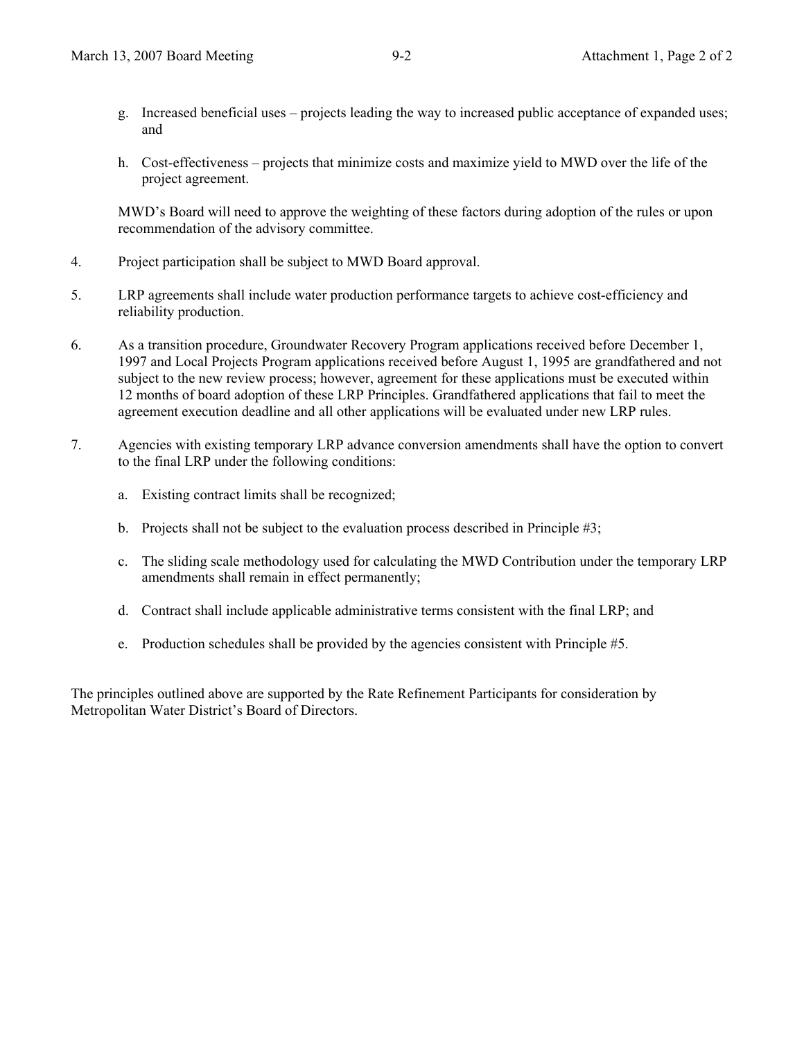g. Increased beneficial uses – projects leading the way to increased public acceptance of expanded uses; and

   h. Cost-effectiveness – projects that minimize costs and maximize yield to MWD over the life of the project agreement.

   MWD's Board will need to approve the weighting of these factors during adoption of the rules or upon recommendation of the advisory committee.

4. Project participation shall be subject to MWD Board approval.

5. LRP agreements shall include water production performance targets to achieve cost-efficiency and reliability production.

6. As a transition procedure, Groundwater Recovery Program applications received before December 1, 1997 and Local Projects Program applications received before August 1, 1995 are grandfathered and not subject to the new review process; however, agreement for these applications must be executed within 12 months of board adoption of these LRP Principles. Grandfathered applications that fail to meet the agreement execution deadline and all other applications will be evaluated under new LRP rules.

7. Agencies with existing temporary LRP advance conversion amendments shall have the option to convert to the final LRP under the following conditions:

   a. Existing contract limits shall be recognized;

   b. Projects shall not be subject to the evaluation process described in Principle #3;

   c. The sliding scale methodology used for calculating the MWD Contribution under the temporary LRP amendments shall remain in effect permanently;

   d. Contract shall include applicable administrative terms consistent with the final LRP; and

   e. Production schedules shall be provided by the agencies consistent with Principle #5.

The principles outlined above are supported by the Rate Refinement Participants for consideration by Metropolitan Water District's Board of Directors.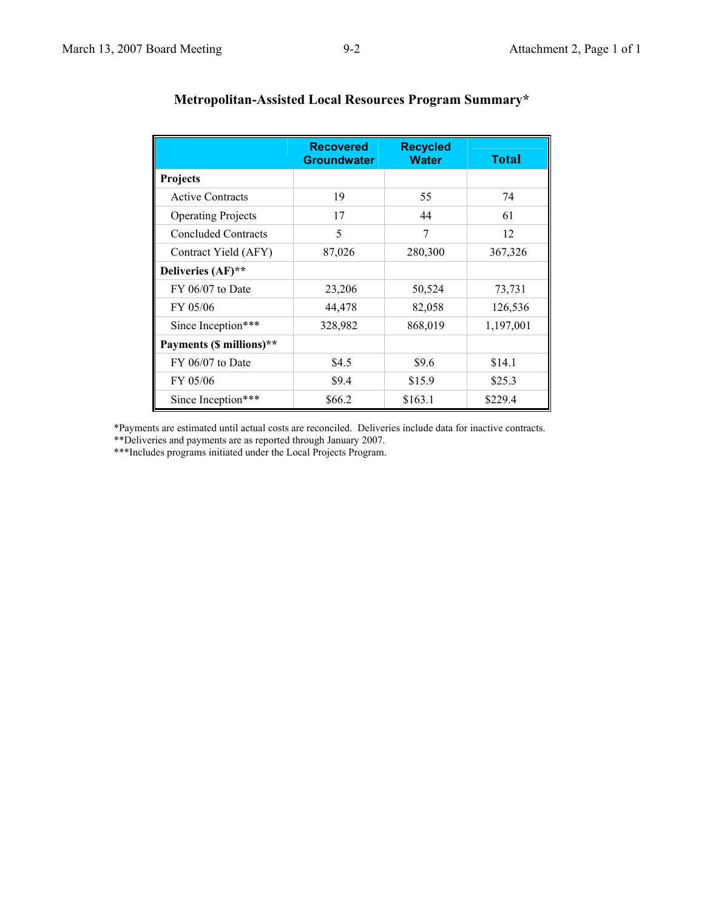# Metropolitan-Assisted Local Resources Program Summary*

| | Recovered Groundwater | Recycled Water | Total |
|---|---|---|---|
| **Projects** | | | |
| Active Contracts | 19 | 55 | 74 |
| Operating Projects | 17 | 44 | 61 |
| Concluded Contracts | 5 | 7 | 12 |
| Contract Yield (AFY) | 87,026 | 280,300 | 367,326 |
| **Deliveries (AF)**** | | | |
| FY 06/07 to Date | 23,206 | 50,524 | 73,731 |
| FY 05/06 | 44,478 | 82,058 | 126,536 |
| Since Inception*** | 328,982 | 868,019 | 1,197,001 |
| **Payments ($ millions)**** | | | |
| FY 06/07 to Date | $4.5 | $9.6 | $14.1 |
| FY 05/06 | $9.4 | $15.9 | $25.3 |
| Since Inception*** | $66.2 | $163.1 | $229.4 |

*Payments are estimated until actual costs are reconciled. Deliveries include data for inactive contracts.

**Deliveries and payments are as reported through January 2007.

***Includes programs initiated under the Local Projects Program.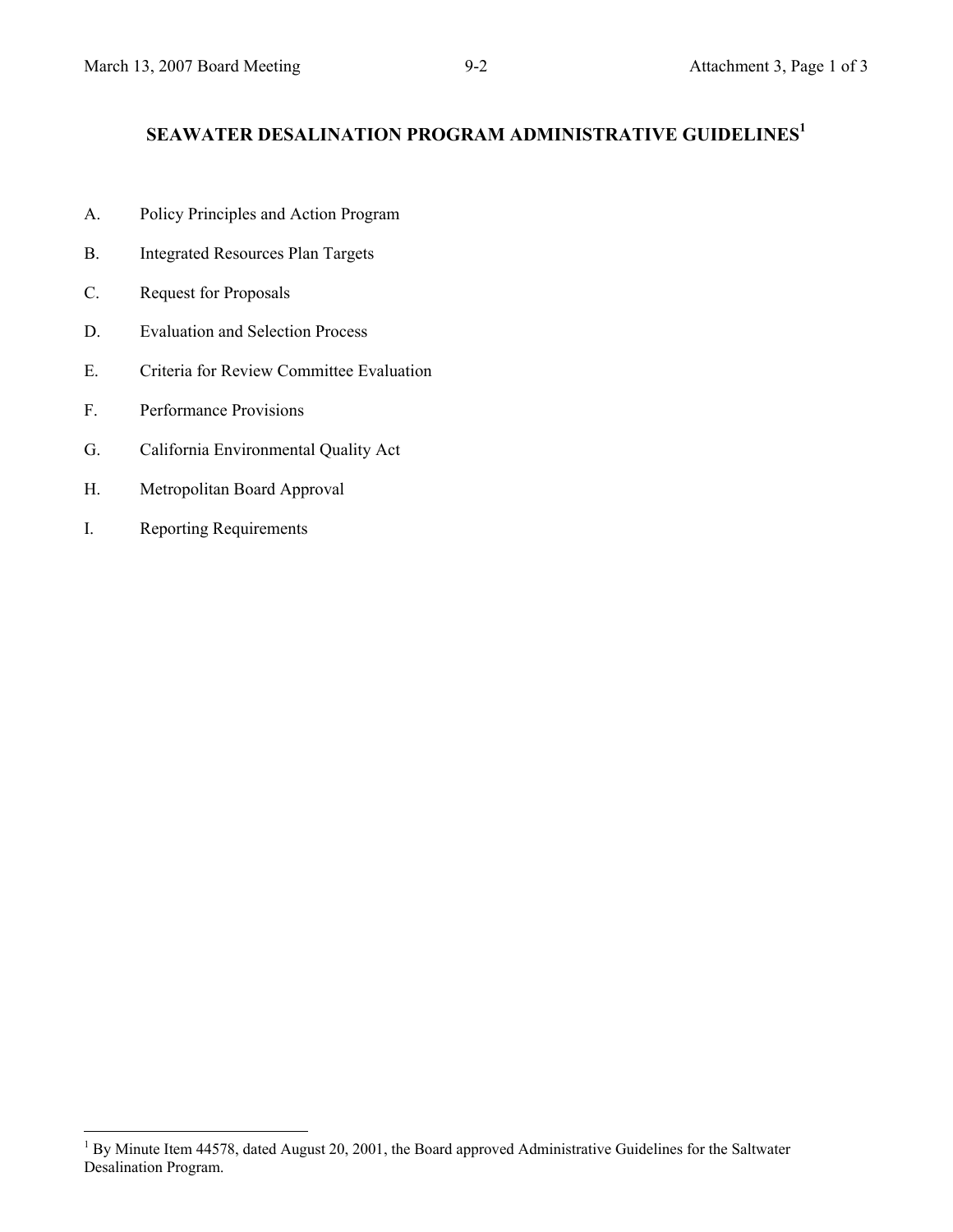# SEAWATER DESALINATION PROGRAM ADMINISTRATIVE GUIDELINES[1]

A. Policy Principles and Action Program

B. Integrated Resources Plan Targets

C. Request for Proposals

D. Evaluation and Selection Process

E. Criteria for Review Committee Evaluation

F. Performance Provisions

G. California Environmental Quality Act

H. Metropolitan Board Approval

I. Reporting Requirements

---

[1] By Minute Item 44578, dated August 20, 2001, the Board approved Administrative Guidelines for the Saltwater Desalination Program.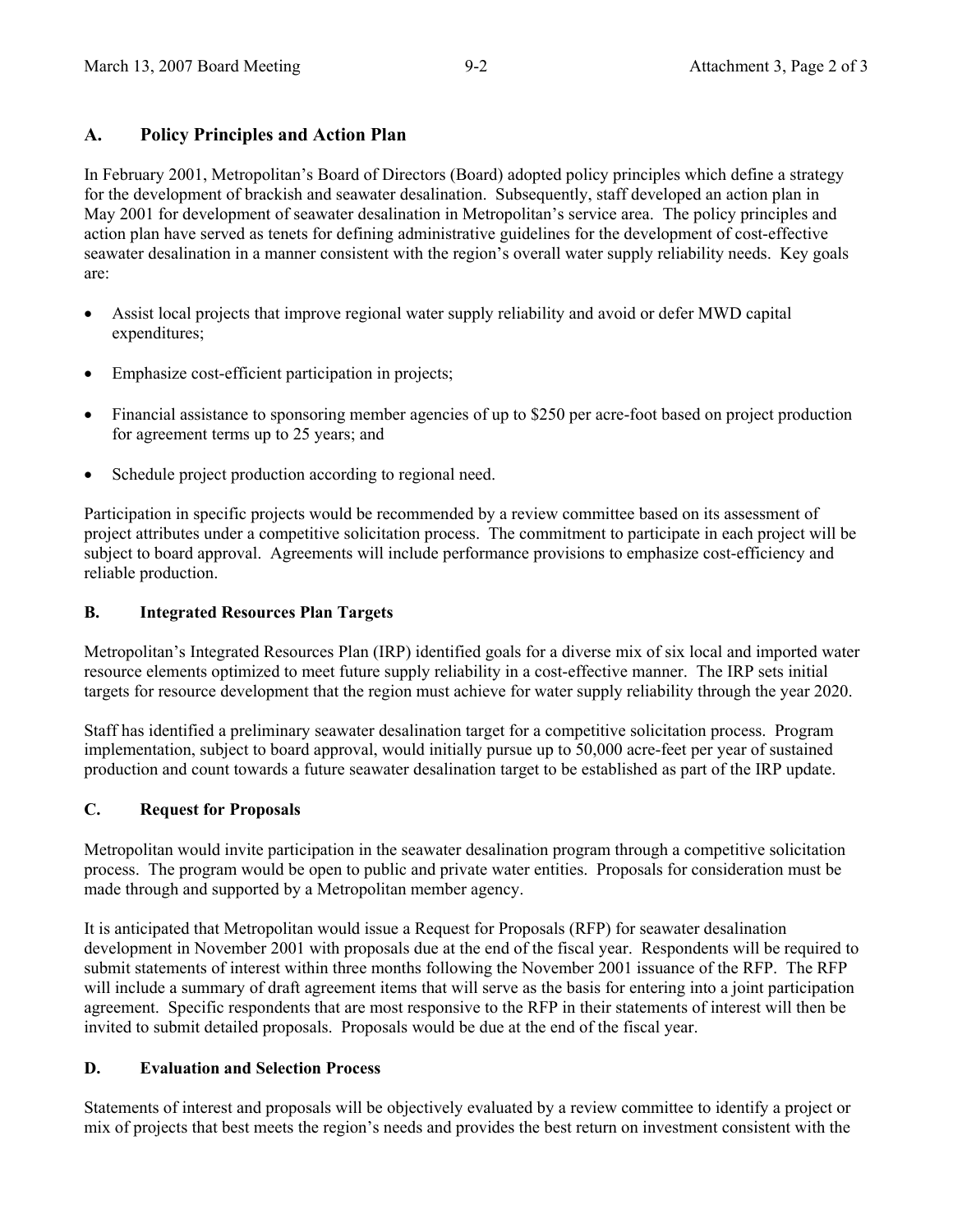## A. Policy Principles and Action Plan

In February 2001, Metropolitan's Board of Directors (Board) adopted policy principles which define a strategy for the development of brackish and seawater desalination. Subsequently, staff developed an action plan in May 2001 for development of seawater desalination in Metropolitan's service area. The policy principles and action plan have served as tenets for defining administrative guidelines for the development of cost-effective seawater desalination in a manner consistent with the region's overall water supply reliability needs. Key goals are:

- Assist local projects that improve regional water supply reliability and avoid or defer MWD capital expenditures;
- Emphasize cost-efficient participation in projects;
- Financial assistance to sponsoring member agencies of up to $250 per acre-foot based on project production for agreement terms up to 25 years; and
- Schedule project production according to regional need.

Participation in specific projects would be recommended by a review committee based on its assessment of project attributes under a competitive solicitation process. The commitment to participate in each project will be subject to board approval. Agreements will include performance provisions to emphasize cost-efficiency and reliable production.

## B. Integrated Resources Plan Targets

Metropolitan's Integrated Resources Plan (IRP) identified goals for a diverse mix of six local and imported water resource elements optimized to meet future supply reliability in a cost-effective manner. The IRP sets initial targets for resource development that the region must achieve for water supply reliability through the year 2020.

Staff has identified a preliminary seawater desalination target for a competitive solicitation process. Program implementation, subject to board approval, would initially pursue up to 50,000 acre-feet per year of sustained production and count towards a future seawater desalination target to be established as part of the IRP update.

## C. Request for Proposals

Metropolitan would invite participation in the seawater desalination program through a competitive solicitation process. The program would be open to public and private water entities. Proposals for consideration must be made through and supported by a Metropolitan member agency.

It is anticipated that Metropolitan would issue a Request for Proposals (RFP) for seawater desalination development in November 2001 with proposals due at the end of the fiscal year. Respondents will be required to submit statements of interest within three months following the November 2001 issuance of the RFP. The RFP will include a summary of draft agreement items that will serve as the basis for entering into a joint participation agreement. Specific respondents that are most responsive to the RFP in their statements of interest will then be invited to submit detailed proposals. Proposals would be due at the end of the fiscal year.

## D. Evaluation and Selection Process

Statements of interest and proposals will be objectively evaluated by a review committee to identify a project or mix of projects that best meets the region's needs and provides the best return on investment consistent with the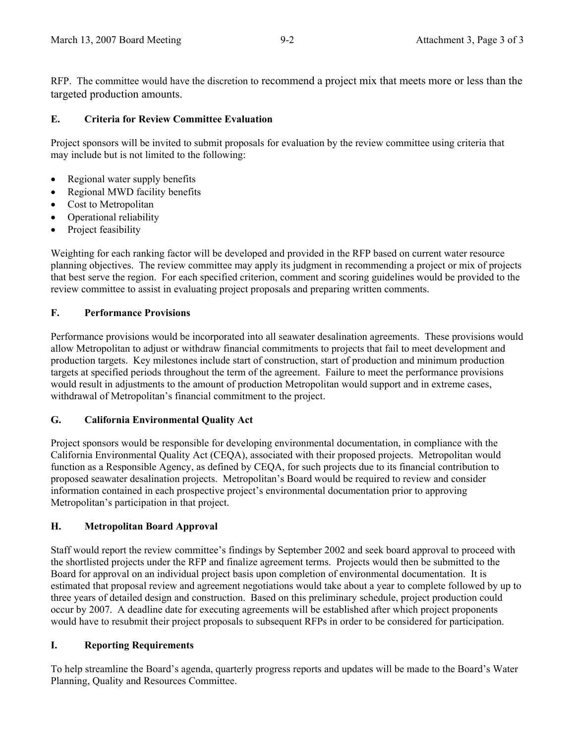RFP. The committee would have the discretion to recommend a project mix that meets more or less than the targeted production amounts.

### E. Criteria for Review Committee Evaluation

Project sponsors will be invited to submit proposals for evaluation by the review committee using criteria that may include but is not limited to the following:

- Regional water supply benefits
- Regional MWD facility benefits
- Cost to Metropolitan
- Operational reliability
- Project feasibility

Weighting for each ranking factor will be developed and provided in the RFP based on current water resource planning objectives. The review committee may apply its judgment in recommending a project or mix of projects that best serve the region. For each specified criterion, comment and scoring guidelines would be provided to the review committee to assist in evaluating project proposals and preparing written comments.

### F. Performance Provisions

Performance provisions would be incorporated into all seawater desalination agreements. These provisions would allow Metropolitan to adjust or withdraw financial commitments to projects that fail to meet development and production targets. Key milestones include start of construction, start of production and minimum production targets at specified periods throughout the term of the agreement. Failure to meet the performance provisions would result in adjustments to the amount of production Metropolitan would support and in extreme cases, withdrawal of Metropolitan's financial commitment to the project.

### G. California Environmental Quality Act

Project sponsors would be responsible for developing environmental documentation, in compliance with the California Environmental Quality Act (CEQA), associated with their proposed projects. Metropolitan would function as a Responsible Agency, as defined by CEQA, for such projects due to its financial contribution to proposed seawater desalination projects. Metropolitan's Board would be required to review and consider information contained in each prospective project's environmental documentation prior to approving Metropolitan's participation in that project.

### H. Metropolitan Board Approval

Staff would report the review committee's findings by September 2002 and seek board approval to proceed with the shortlisted projects under the RFP and finalize agreement terms. Projects would then be submitted to the Board for approval on an individual project basis upon completion of environmental documentation. It is estimated that proposal review and agreement negotiations would take about a year to complete followed by up to three years of detailed design and construction. Based on this preliminary schedule, project production could occur by 2007. A deadline date for executing agreements will be established after which project proponents would have to resubmit their project proposals to subsequent RFPs in order to be considered for participation.

### I. Reporting Requirements

To help streamline the Board's agenda, quarterly progress reports and updates will be made to the Board's Water Planning, Quality and Resources Committee.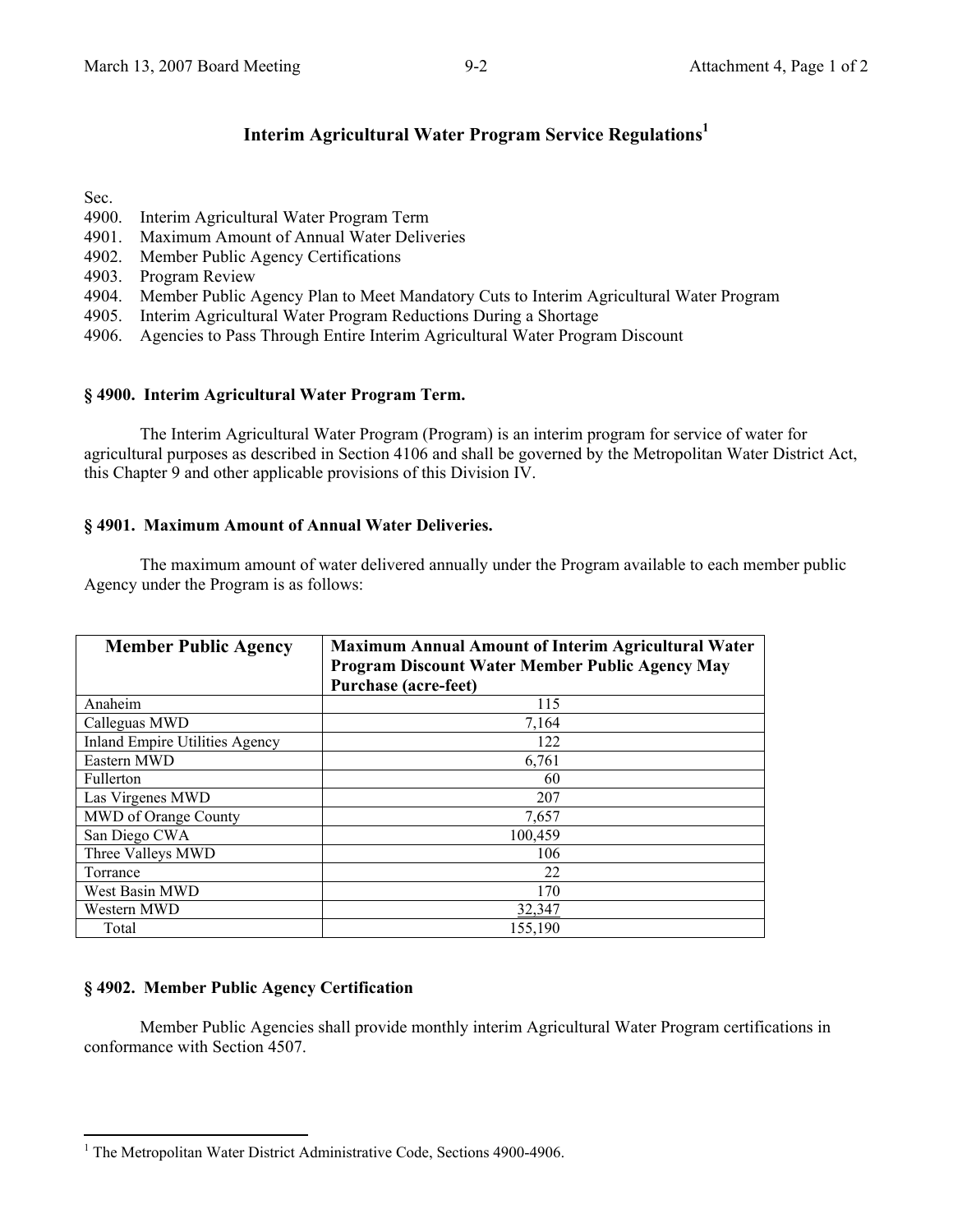# Interim Agricultural Water Program Service Regulations[1]

Sec.
4900. Interim Agricultural Water Program Term
4901. Maximum Amount of Annual Water Deliveries
4902. Member Public Agency Certifications
4903. Program Review
4904. Member Public Agency Plan to Meet Mandatory Cuts to Interim Agricultural Water Program
4905. Interim Agricultural Water Program Reductions During a Shortage
4906. Agencies to Pass Through Entire Interim Agricultural Water Program Discount

### § 4900. Interim Agricultural Water Program Term.

The Interim Agricultural Water Program (Program) is an interim program for service of water for agricultural purposes as described in Section 4106 and shall be governed by the Metropolitan Water District Act, this Chapter 9 and other applicable provisions of this Division IV.

### § 4901. Maximum Amount of Annual Water Deliveries.

The maximum amount of water delivered annually under the Program available to each member public Agency under the Program is as follows:

| Member Public Agency | Maximum Annual Amount of Interim Agricultural Water Program Discount Water Member Public Agency May Purchase (acre-feet) |
|---|---|
| Anaheim | 115 |
| Calleguas MWD | 7,164 |
| Inland Empire Utilities Agency | 122 |
| Eastern MWD | 6,761 |
| Fullerton | 60 |
| Las Virgenes MWD | 207 |
| MWD of Orange County | 7,657 |
| San Diego CWA | 100,459 |
| Three Valleys MWD | 106 |
| Torrance | 22 |
| West Basin MWD | 170 |
| Western MWD | 32,347 |
| Total | 155,190 |

### § 4902. Member Public Agency Certification

Member Public Agencies shall provide monthly interim Agricultural Water Program certifications in conformance with Section 4507.

[1] The Metropolitan Water District Administrative Code, Sections 4900-4906.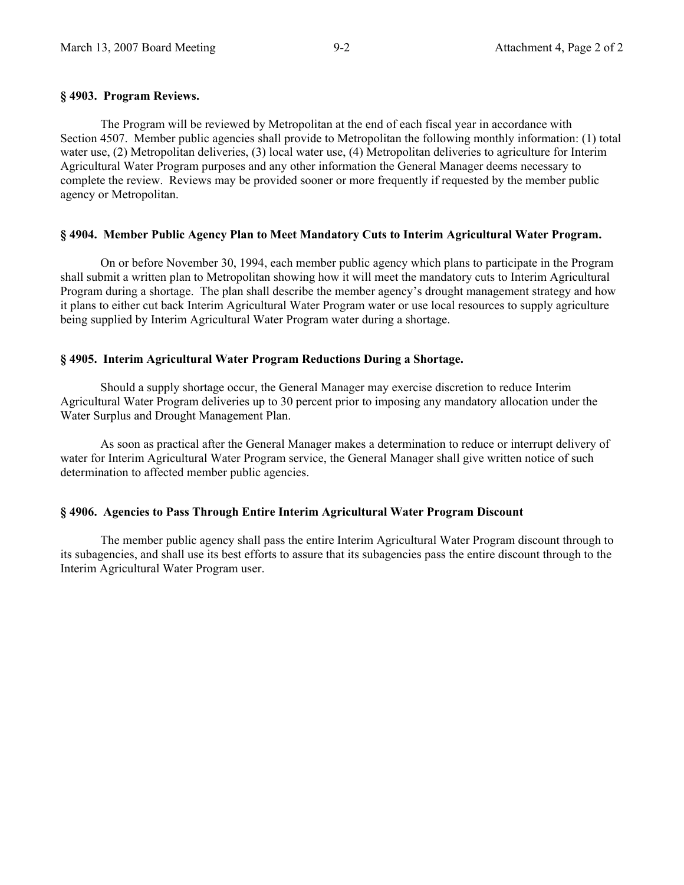### § 4903. Program Reviews.

The Program will be reviewed by Metropolitan at the end of each fiscal year in accordance with Section 4507. Member public agencies shall provide to Metropolitan the following monthly information: (1) total water use, (2) Metropolitan deliveries, (3) local water use, (4) Metropolitan deliveries to agriculture for Interim Agricultural Water Program purposes and any other information the General Manager deems necessary to complete the review. Reviews may be provided sooner or more frequently if requested by the member public agency or Metropolitan.

### § 4904. Member Public Agency Plan to Meet Mandatory Cuts to Interim Agricultural Water Program.

On or before November 30, 1994, each member public agency which plans to participate in the Program shall submit a written plan to Metropolitan showing how it will meet the mandatory cuts to Interim Agricultural Program during a shortage. The plan shall describe the member agency's drought management strategy and how it plans to either cut back Interim Agricultural Water Program water or use local resources to supply agriculture being supplied by Interim Agricultural Water Program water during a shortage.

### § 4905. Interim Agricultural Water Program Reductions During a Shortage.

Should a supply shortage occur, the General Manager may exercise discretion to reduce Interim Agricultural Water Program deliveries up to 30 percent prior to imposing any mandatory allocation under the Water Surplus and Drought Management Plan.

As soon as practical after the General Manager makes a determination to reduce or interrupt delivery of water for Interim Agricultural Water Program service, the General Manager shall give written notice of such determination to affected member public agencies.

### § 4906. Agencies to Pass Through Entire Interim Agricultural Water Program Discount

The member public agency shall pass the entire Interim Agricultural Water Program discount through to its subagencies, and shall use its best efforts to assure that its subagencies pass the entire discount through to the Interim Agricultural Water Program user.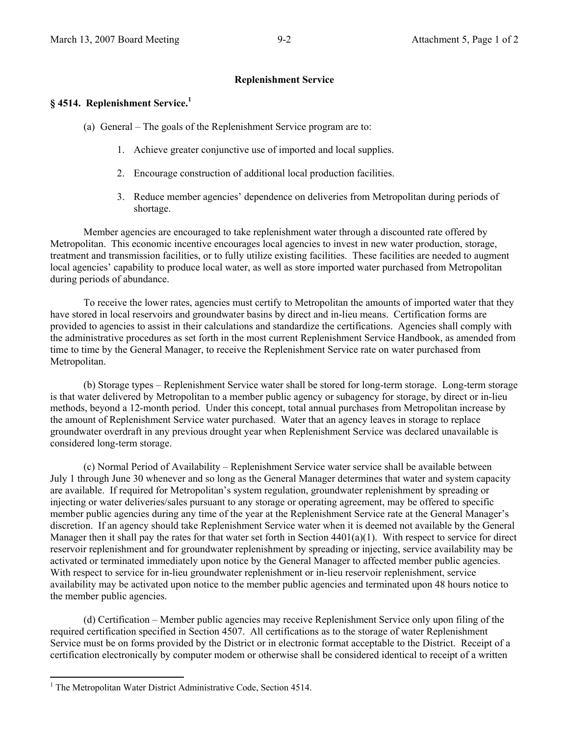**Replenishment Service**

**§ 4514. Replenishment Service.**[1]

(a) General – The goals of the Replenishment Service program are to:

1. Achieve greater conjunctive use of imported and local supplies.

2. Encourage construction of additional local production facilities.

3. Reduce member agencies' dependence on deliveries from Metropolitan during periods of shortage.

Member agencies are encouraged to take replenishment water through a discounted rate offered by Metropolitan. This economic incentive encourages local agencies to invest in new water production, storage, treatment and transmission facilities, or to fully utilize existing facilities. These facilities are needed to augment local agencies' capability to produce local water, as well as store imported water purchased from Metropolitan during periods of abundance.

To receive the lower rates, agencies must certify to Metropolitan the amounts of imported water that they have stored in local reservoirs and groundwater basins by direct and in-lieu means. Certification forms are provided to agencies to assist in their calculations and standardize the certifications. Agencies shall comply with the administrative procedures as set forth in the most current Replenishment Service Handbook, as amended from time to time by the General Manager, to receive the Replenishment Service rate on water purchased from Metropolitan.

(b) Storage types – Replenishment Service water shall be stored for long-term storage. Long-term storage is that water delivered by Metropolitan to a member public agency or subagency for storage, by direct or in-lieu methods, beyond a 12-month period. Under this concept, total annual purchases from Metropolitan increase by the amount of Replenishment Service water purchased. Water that an agency leaves in storage to replace groundwater overdraft in any previous drought year when Replenishment Service was declared unavailable is considered long-term storage.

(c) Normal Period of Availability – Replenishment Service water service shall be available between July 1 through June 30 whenever and so long as the General Manager determines that water and system capacity are available. If required for Metropolitan's system regulation, groundwater replenishment by spreading or injecting or water deliveries/sales pursuant to any storage or operating agreement, may be offered to specific member public agencies during any time of the year at the Replenishment Service rate at the General Manager's discretion. If an agency should take Replenishment Service water when it is deemed not available by the General Manager then it shall pay the rates for that water set forth in Section 4401(a)(1). With respect to service for direct reservoir replenishment and for groundwater replenishment by spreading or injecting, service availability may be activated or terminated immediately upon notice by the General Manager to affected member public agencies. With respect to service for in-lieu groundwater replenishment or in-lieu reservoir replenishment, service availability may be activated upon notice to the member public agencies and terminated upon 48 hours notice to the member public agencies.

(d) Certification – Member public agencies may receive Replenishment Service only upon filing of the required certification specified in Section 4507. All certifications as to the storage of water Replenishment Service must be on forms provided by the District or in electronic format acceptable to the District. Receipt of a certification electronically by computer modem or otherwise shall be considered identical to receipt of a written

[1] The Metropolitan Water District Administrative Code, Section 4514.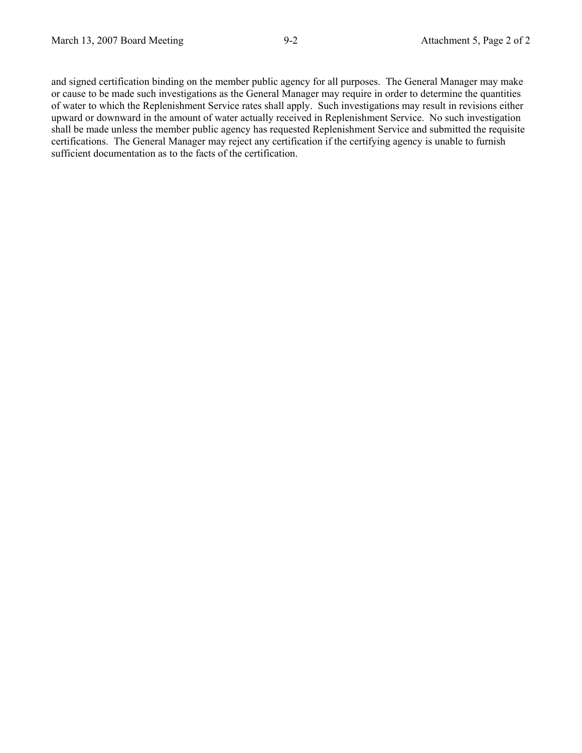and signed certification binding on the member public agency for all purposes. The General Manager may make or cause to be made such investigations as the General Manager may require in order to determine the quantities of water to which the Replenishment Service rates shall apply. Such investigations may result in revisions either upward or downward in the amount of water actually received in Replenishment Service. No such investigation shall be made unless the member public agency has requested Replenishment Service and submitted the requisite certifications. The General Manager may reject any certification if the certifying agency is unable to furnish sufficient documentation as to the facts of the certification.